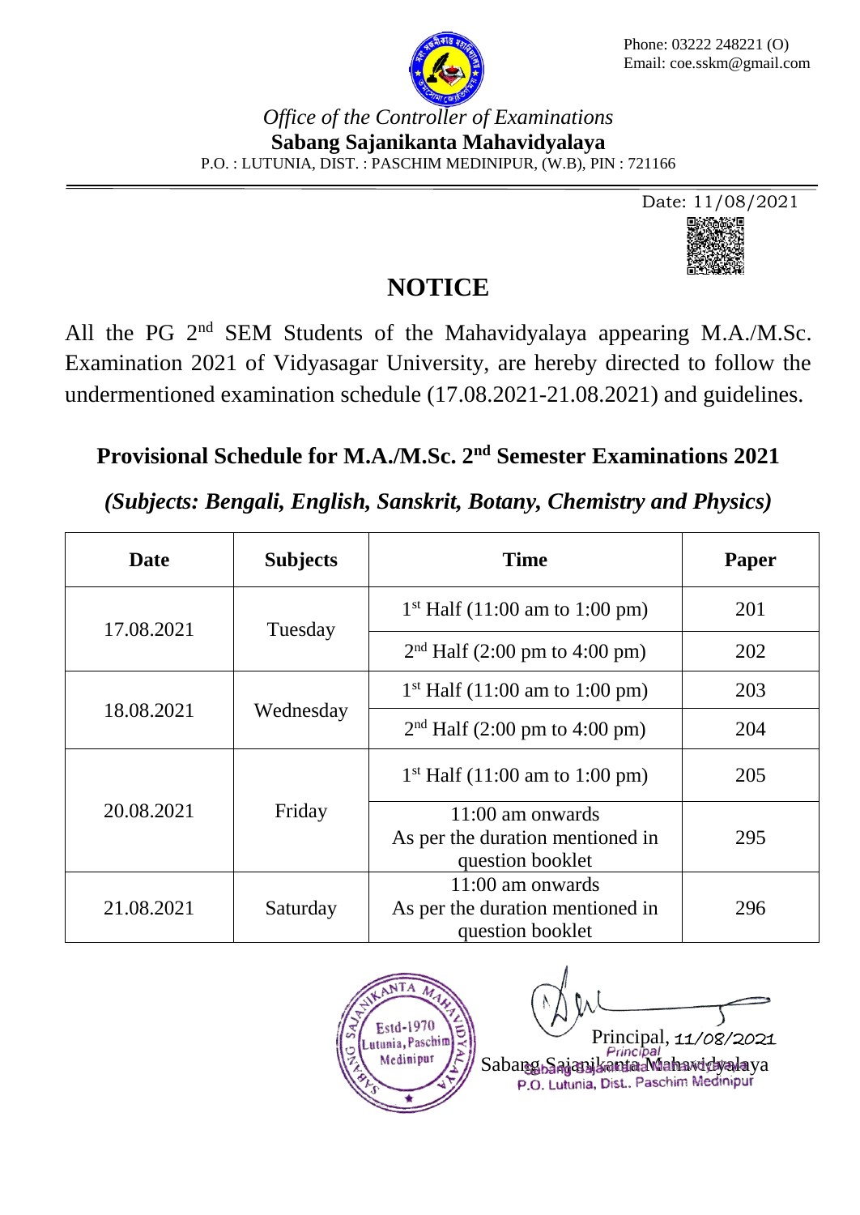Phone: 03222 248221 (O)
Email: coe.sskm@gmail.com

*Office of the Controller of Examinations*

**Sabang Sajanikanta Mahavidyalaya**

P.O. : LUTUNIA, DIST. : PASCHIM MEDINIPUR, (W.B), PIN : 721166

Date: 11/08/2021

# NOTICE

All the PG 2nd SEM Students of the Mahavidyalaya appearing M.A./M.Sc. Examination 2021 of Vidyasagar University, are hereby directed to follow the undermentioned examination schedule (17.08.2021-21.08.2021) and guidelines.

## Provisional Schedule for M.A./M.Sc. 2nd Semester Examinations 2021

***(Subjects: Bengali, English, Sanskrit, Botany, Chemistry and Physics)***

| Date | Subjects | Time | Paper |
|---|---|---|---|
| 17.08.2021 | Tuesday | 1st Half (11:00 am to 1:00 pm) | 201 |
| | | 2nd Half (2:00 pm to 4:00 pm) | 202 |
| 18.08.2021 | Wednesday | 1st Half (11:00 am to 1:00 pm) | 203 |
| | | 2nd Half (2:00 pm to 4:00 pm) | 204 |
| 20.08.2021 | Friday | 1st Half (11:00 am to 1:00 pm) | 205 |
| | | 11:00 am onwards As per the duration mentioned in question booklet | 295 |
| 21.08.2021 | Saturday | 11:00 am onwards As per the duration mentioned in question booklet | 296 |

Principal, 11/08/2021

Sabang Sajanikanta Mahavidyalaya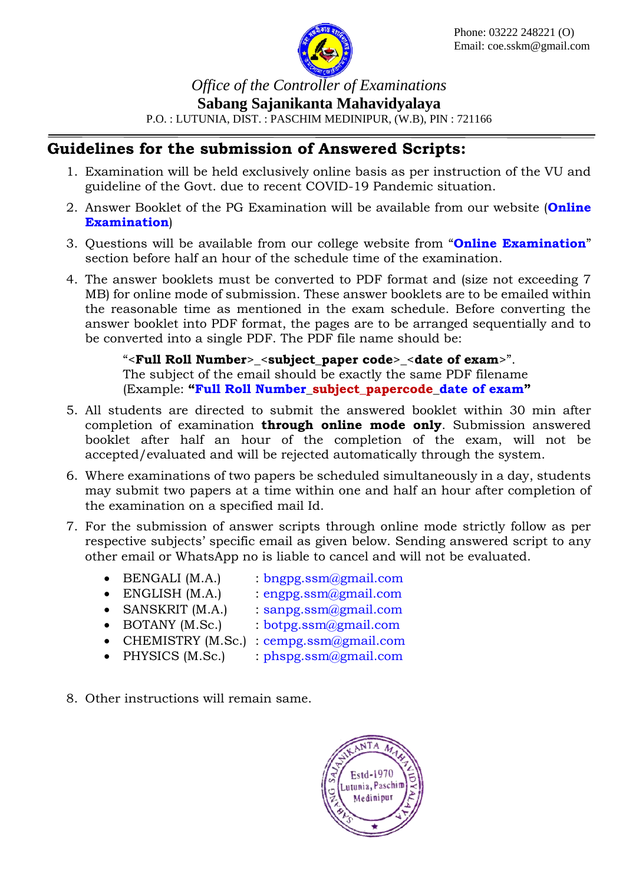Phone: 03222 248221 (O)
Email: coe.sskm@gmail.com

*Office of the Controller of Examinations*

**Sabang Sajanikanta Mahavidyalaya**

P.O. : LUTUNIA, DIST. : PASCHIM MEDINIPUR, (W.B), PIN : 721166

## Guidelines for the submission of Answered Scripts:

1. Examination will be held exclusively online basis as per instruction of the VU and guideline of the Govt. due to recent COVID-19 Pandemic situation.
2. Answer Booklet of the PG Examination will be available from our website (**Online Examination**)
3. Questions will be available from our college website from "**Online Examination**" section before half an hour of the schedule time of the examination.
4. The answer booklets must be converted to PDF format and (size not exceeding 7 MB) for online mode of submission. These answer booklets are to be emailed within the reasonable time as mentioned in the exam schedule. Before converting the answer booklet into PDF format, the pages are to be arranged sequentially and to be converted into a single PDF. The PDF file name should be:

   "<**Full Roll Number**>_<**subject_paper code**>_<**date of exam**>".
   The subject of the email should be exactly the same PDF filename
   (Example: **"Full Roll Number_subject_papercode_date of exam"**

5. All students are directed to submit the answered booklet within 30 min after completion of examination **through online mode only**. Submission answered booklet after half an hour of the completion of the exam, will not be accepted/evaluated and will be rejected automatically through the system.
6. Where examinations of two papers be scheduled simultaneously in a day, students may submit two papers at a time within one and half an hour after completion of the examination on a specified mail Id.
7. For the submission of answer scripts through online mode strictly follow as per respective subjects' specific email as given below. Sending answered script to any other email or WhatsApp no is liable to cancel and will not be evaluated.
   - BENGALI (M.A.) : bngpg.ssm@gmail.com
   - ENGLISH (M.A.) : engpg.ssm@gmail.com
   - SANSKRIT (M.A.) : sanpg.ssm@gmail.com
   - BOTANY (M.Sc.) : botpg.ssm@gmail.com
   - CHEMISTRY (M.Sc.) : cempg.ssm@gmail.com
   - PHYSICS (M.Sc.) : phspg.ssm@gmail.com
8. Other instructions will remain same.

SABANG SAJANIKANTA MAHAVIDYALAYA
Estd-1970
Lutunia, Paschim Medinipur